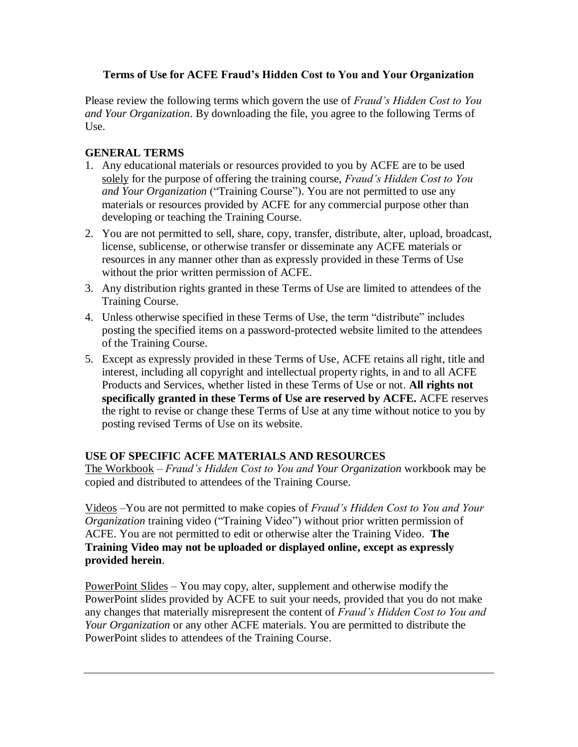**Terms of Use for ACFE Fraud's Hidden Cost to You and Your Organization**

Please review the following terms which govern the use of *Fraud's Hidden Cost to You and Your Organization*. By downloading the file, you agree to the following Terms of Use.

**GENERAL TERMS**

1. Any educational materials or resources provided to you by ACFE are to be used solely for the purpose of offering the training course, *Fraud's Hidden Cost to You and Your Organization* ("Training Course"). You are not permitted to use any materials or resources provided by ACFE for any commercial purpose other than developing or teaching the Training Course.
2. You are not permitted to sell, share, copy, transfer, distribute, alter, upload, broadcast, license, sublicense, or otherwise transfer or disseminate any ACFE materials or resources in any manner other than as expressly provided in these Terms of Use without the prior written permission of ACFE.
3. Any distribution rights granted in these Terms of Use are limited to attendees of the Training Course.
4. Unless otherwise specified in these Terms of Use, the term "distribute" includes posting the specified items on a password-protected website limited to the attendees of the Training Course.
5. Except as expressly provided in these Terms of Use, ACFE retains all right, title and interest, including all copyright and intellectual property rights, in and to all ACFE Products and Services, whether listed in these Terms of Use or not. **All rights not specifically granted in these Terms of Use are reserved by ACFE.** ACFE reserves the right to revise or change these Terms of Use at any time without notice to you by posting revised Terms of Use on its website.

**USE OF SPECIFIC ACFE MATERIALS AND RESOURCES**

The Workbook – *Fraud's Hidden Cost to You and Your Organization* workbook may be copied and distributed to attendees of the Training Course.

Videos –You are not permitted to make copies of *Fraud's Hidden Cost to You and Your Organization* training video ("Training Video") without prior written permission of ACFE. You are not permitted to edit or otherwise alter the Training Video. **The Training Video may not be uploaded or displayed online, except as expressly provided herein**.

PowerPoint Slides – You may copy, alter, supplement and otherwise modify the PowerPoint slides provided by ACFE to suit your needs, provided that you do not make any changes that materially misrepresent the content of *Fraud's Hidden Cost to You and Your Organization* or any other ACFE materials. You are permitted to distribute the PowerPoint slides to attendees of the Training Course.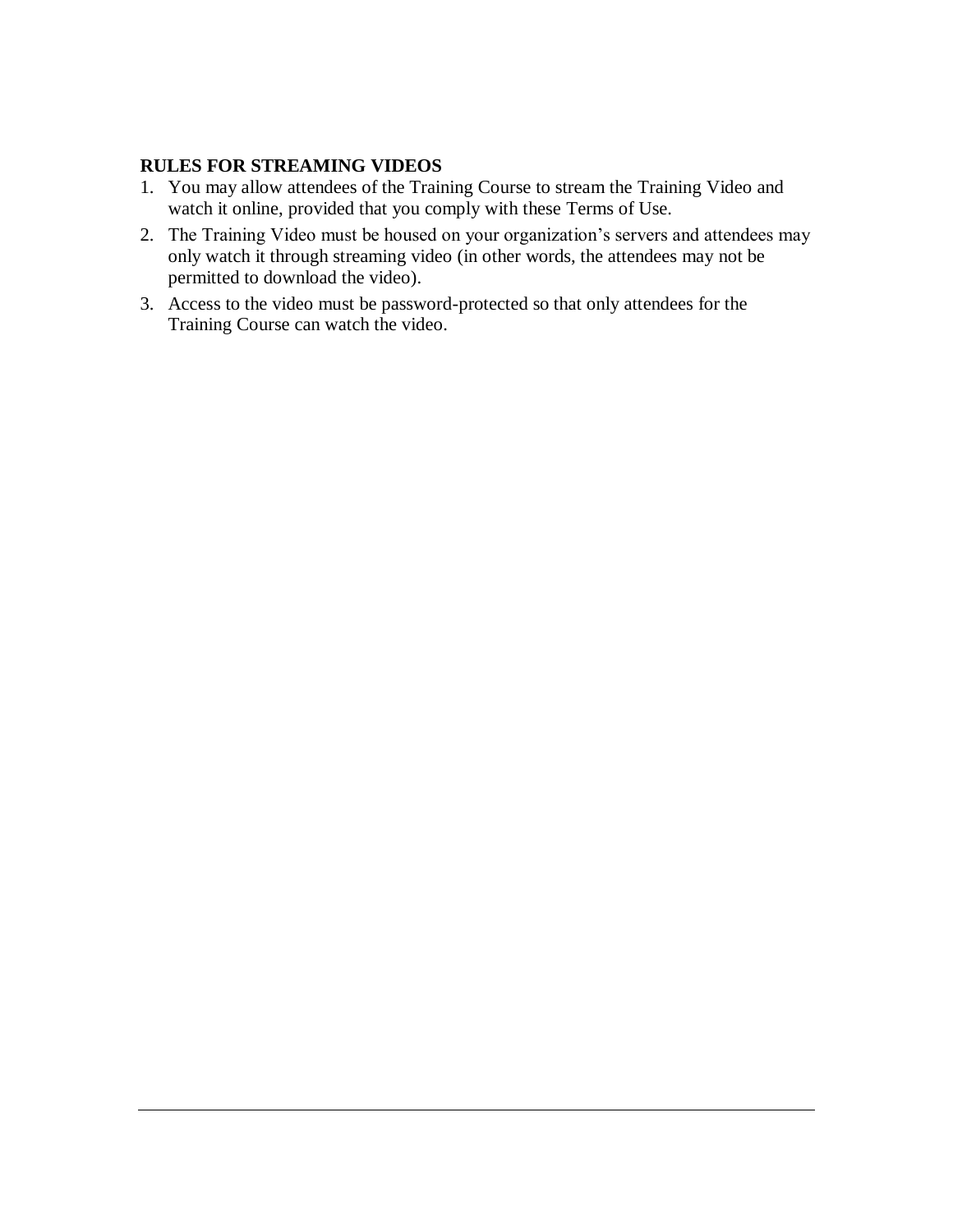**RULES FOR STREAMING VIDEOS**

1. You may allow attendees of the Training Course to stream the Training Video and watch it online, provided that you comply with these Terms of Use.
2. The Training Video must be housed on your organization's servers and attendees may only watch it through streaming video (in other words, the attendees may not be permitted to download the video).
3. Access to the video must be password-protected so that only attendees for the Training Course can watch the video.